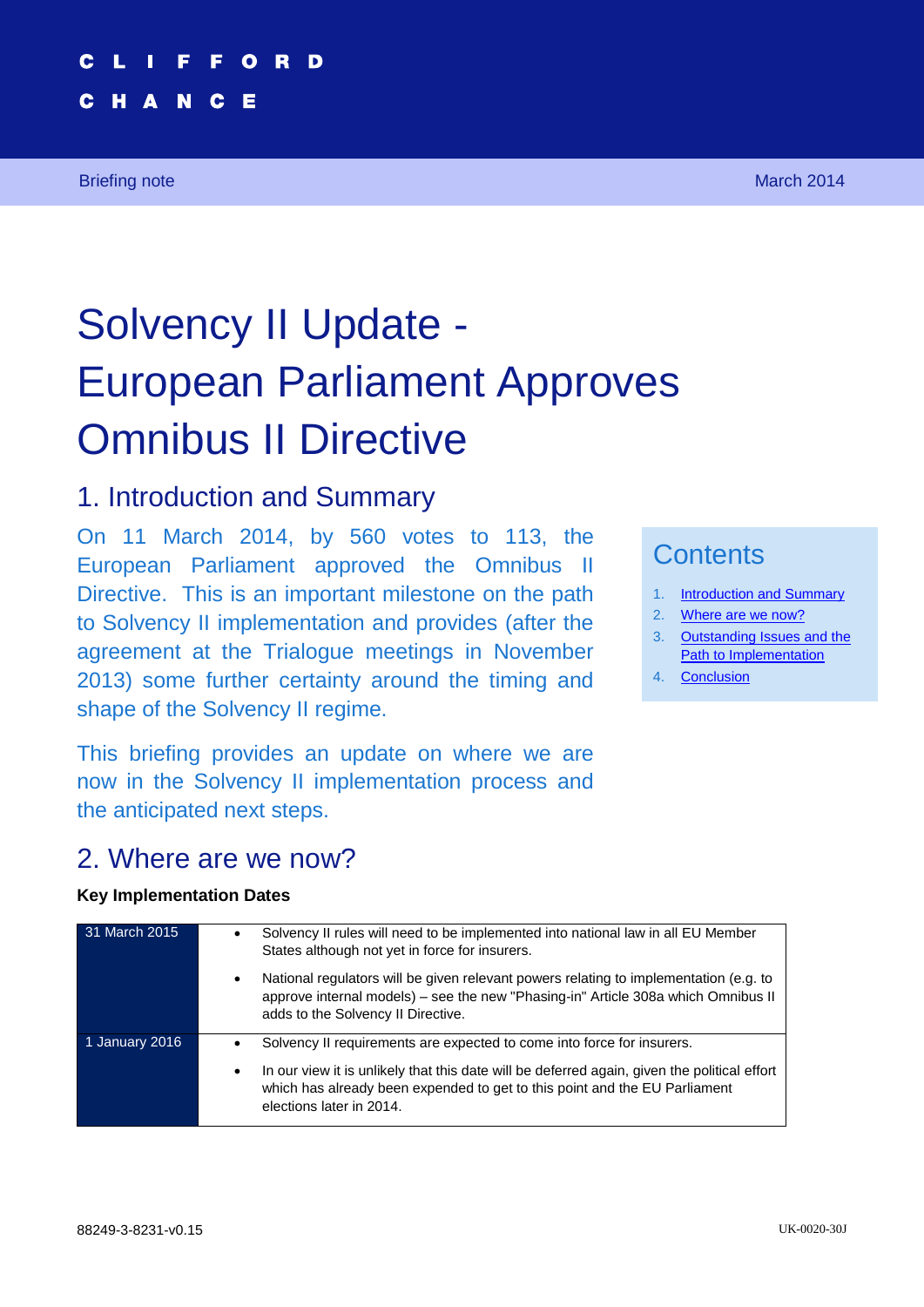CLIFFORD

CHANCE

Briefing note

March 2014

# Solvency II Update - European Parliament Approves Omnibus II Directive

## 1. Introduction and Summary

On 11 March 2014, by 560 votes to 113, the European Parliament approved the Omnibus II Directive. This is an important milestone on the path to Solvency II implementation and provides (after the agreement at the Trialogue meetings in November 2013) some further certainty around the timing and shape of the Solvency II regime.

This briefing provides an update on where we are now in the Solvency II implementation process and the anticipated next steps.

### Contents

1. Introduction and Summary
2. Where are we now?
3. Outstanding Issues and the Path to Implementation
4. Conclusion

## 2. Where are we now?

**Key Implementation Dates**

| Date | Details |
|---|---|
| 31 March 2015 | • Solvency II rules will need to be implemented into national law in all EU Member States although not yet in force for insurers.<br>• National regulators will be given relevant powers relating to implementation (e.g. to approve internal models) – see the new "Phasing-in" Article 308a which Omnibus II adds to the Solvency II Directive. |
| 1 January 2016 | • Solvency II requirements are expected to come into force for insurers.<br>• In our view it is unlikely that this date will be deferred again, given the political effort which has already been expended to get to this point and the EU Parliament elections later in 2014. |

88249-3-8231-v0.15

UK-0020-30J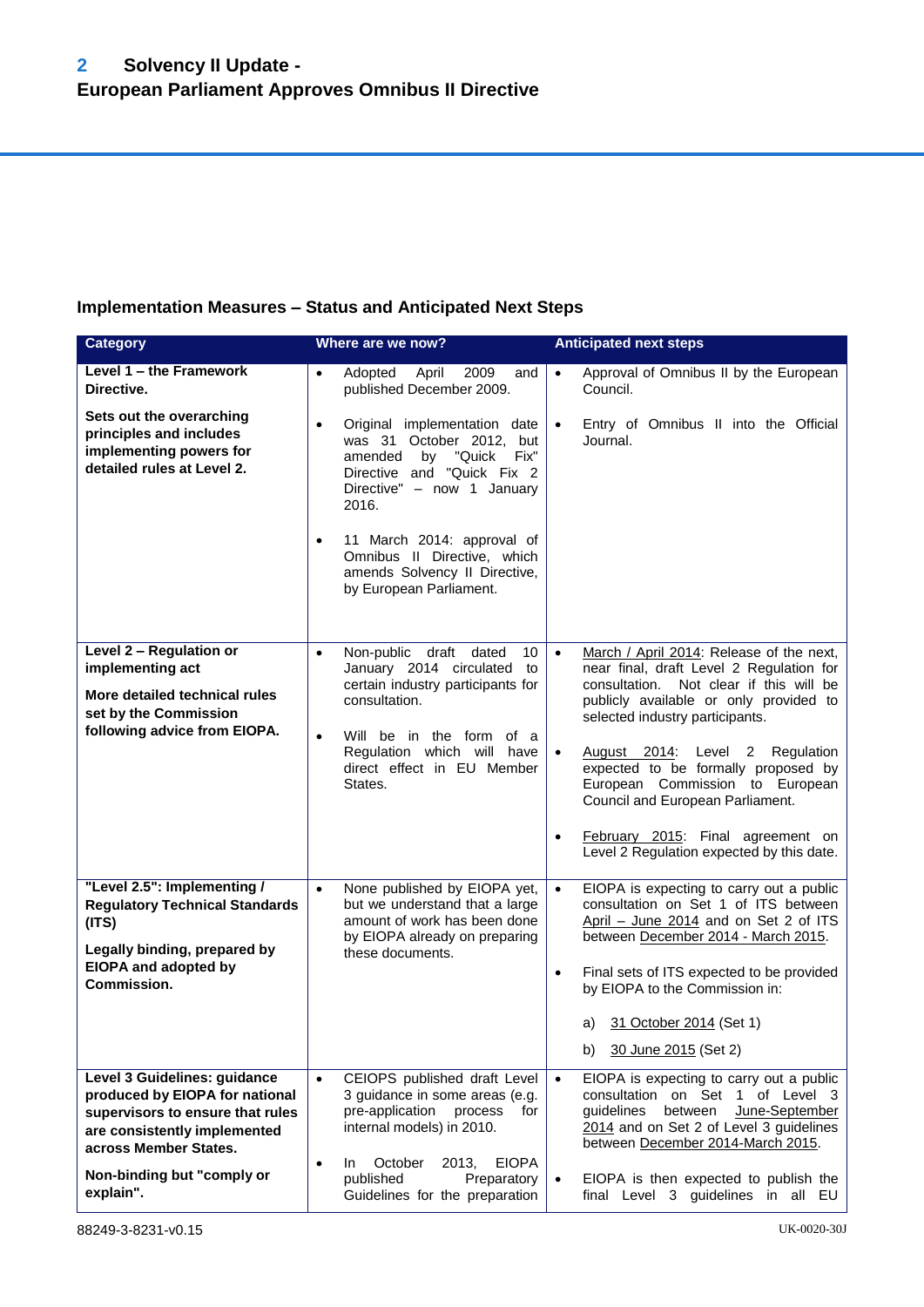## 2 Solvency II Update - European Parliament Approves Omnibus II Directive

### Implementation Measures – Status and Anticipated Next Steps

| Category | Where are we now? | Anticipated next steps |
|---|---|---|
| **Level 1 – the Framework Directive.**<br><br>**Sets out the overarching principles and includes implementing powers for detailed rules at Level 2.** | • Adopted April 2009 and published December 2009.<br><br>• Original implementation date was 31 October 2012, but amended by "Quick Fix" Directive and "Quick Fix 2 Directive" – now 1 January 2016.<br><br>• 11 March 2014: approval of Omnibus II Directive, which amends Solvency II Directive, by European Parliament. | • Approval of Omnibus II by the European Council.<br><br>• Entry of Omnibus II into the Official Journal. |
| **Level 2 – Regulation or implementing act**<br><br>**More detailed technical rules set by the Commission following advice from EIOPA.** | • Non-public draft dated 10 January 2014 circulated to certain industry participants for consultation.<br><br>• Will be in the form of a Regulation which will have direct effect in EU Member States. | • March / April 2014: Release of the next, near final, draft Level 2 Regulation for consultation. Not clear if this will be publicly available or only provided to selected industry participants.<br><br>• August 2014: Level 2 Regulation expected to be formally proposed by European Commission to European Council and European Parliament.<br><br>• February 2015: Final agreement on Level 2 Regulation expected by this date. |
| **"Level 2.5": Implementing / Regulatory Technical Standards (ITS)**<br><br>**Legally binding, prepared by EIOPA and adopted by Commission.** | • None published by EIOPA yet, but we understand that a large amount of work has been done by EIOPA already on preparing these documents. | • EIOPA is expecting to carry out a public consultation on Set 1 of ITS between April – June 2014 and on Set 2 of ITS between December 2014 - March 2015.<br><br>• Final sets of ITS expected to be provided by EIOPA to the Commission in:<br><br>a) 31 October 2014 (Set 1)<br><br>b) 30 June 2015 (Set 2) |
| **Level 3 Guidelines: guidance produced by EIOPA for national supervisors to ensure that rules are consistently implemented across Member States.**<br><br>**Non-binding but "comply or explain".** | • CEIOPS published draft Level 3 guidance in some areas (e.g. pre-application process for internal models) in 2010.<br><br>• In October 2013, EIOPA published Preparatory Guidelines for the preparation | • EIOPA is expecting to carry out a public consultation on Set 1 of Level 3 guidelines between June-September 2014 and on Set 2 of Level 3 guidelines between December 2014-March 2015.<br><br>• EIOPA is then expected to publish the final Level 3 guidelines in all EU |

88249-3-8231-v0.15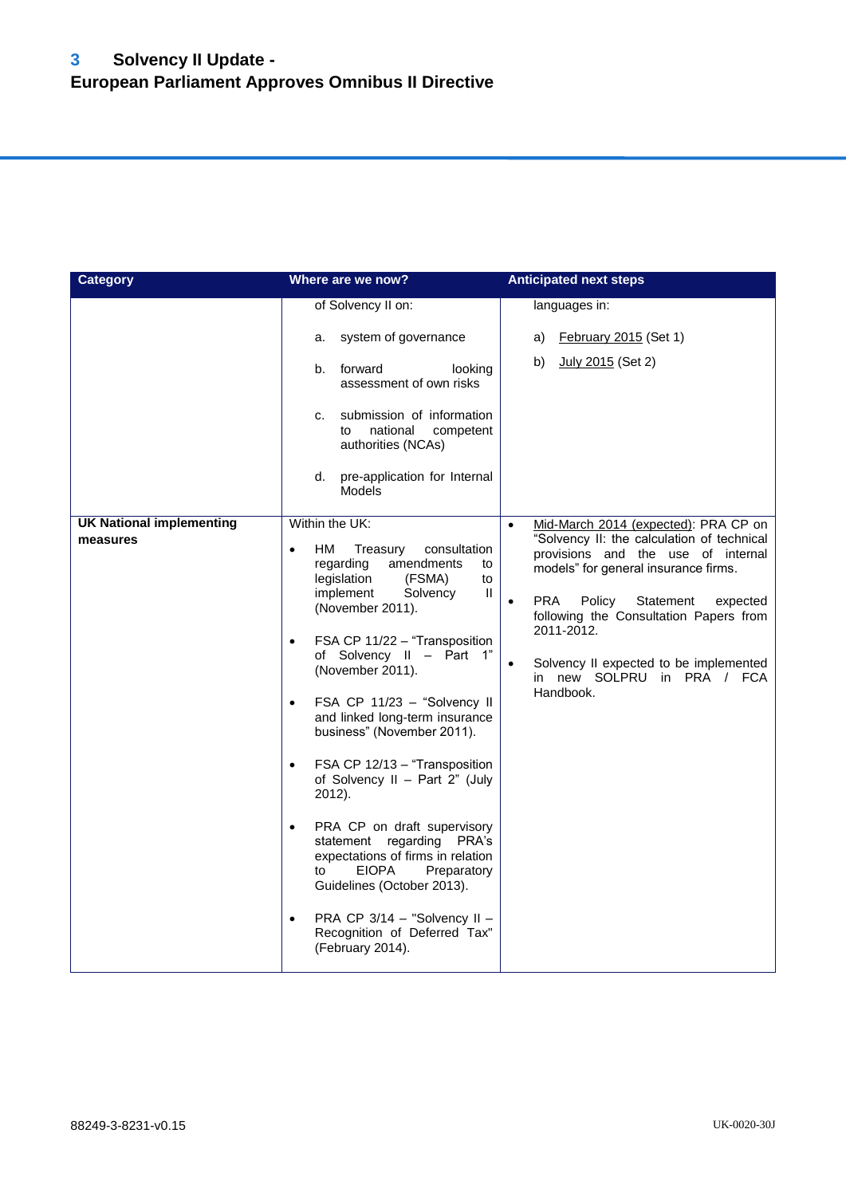# 3 Solvency II Update - European Parliament Approves Omnibus II Directive

| Category | Where are we now? | Anticipated next steps |
|---|---|---|
| | of Solvency II on:<br><br>a. system of governance<br><br>b. forward looking assessment of own risks<br><br>c. submission of information to national competent authorities (NCAs)<br><br>d. pre-application for Internal Models | languages in:<br><br>a) February 2015 (Set 1)<br><br>b) July 2015 (Set 2) |
| **UK National implementing measures** | Within the UK:<br><br>• HM Treasury consultation regarding amendments to legislation (FSMA) to implement Solvency II (November 2011).<br><br>• FSA CP 11/22 – "Transposition of Solvency II – Part 1" (November 2011).<br><br>• FSA CP 11/23 – "Solvency II and linked long-term insurance business" (November 2011).<br><br>• FSA CP 12/13 – "Transposition of Solvency II – Part 2" (July 2012).<br><br>• PRA CP on draft supervisory statement regarding PRA's expectations of firms in relation to EIOPA Preparatory Guidelines (October 2013).<br><br>• PRA CP 3/14 – "Solvency II – Recognition of Deferred Tax" (February 2014). | • Mid-March 2014 (expected): PRA CP on "Solvency II: the calculation of technical provisions and the use of internal models" for general insurance firms.<br><br>• PRA Policy Statement expected following the Consultation Papers from 2011-2012.<br><br>• Solvency II expected to be implemented in new SOLPRU in PRA / FCA Handbook. |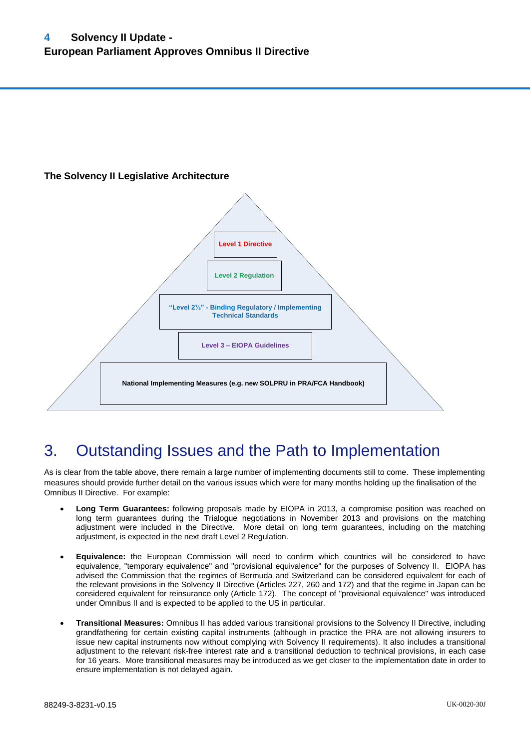**The Solvency II Legislative Architecture**

Level 1 Directive

Level 2 Regulation

"Level 2½" - Binding Regulatory / Implementing Technical Standards

Level 3 – EIOPA Guidelines

National Implementing Measures (e.g. new SOLPRU in PRA/FCA Handbook)

# 3. Outstanding Issues and the Path to Implementation

As is clear from the table above, there remain a large number of implementing documents still to come. These implementing measures should provide further detail on the various issues which were for many months holding up the finalisation of the Omnibus II Directive. For example:

- **Long Term Guarantees:** following proposals made by EIOPA in 2013, a compromise position was reached on long term guarantees during the Trialogue negotiations in November 2013 and provisions on the matching adjustment were included in the Directive. More detail on long term guarantees, including on the matching adjustment, is expected in the next draft Level 2 Regulation.

- **Equivalence:** the European Commission will need to confirm which countries will be considered to have equivalence, "temporary equivalence" and "provisional equivalence" for the purposes of Solvency II. EIOPA has advised the Commission that the regimes of Bermuda and Switzerland can be considered equivalent for each of the relevant provisions in the Solvency II Directive (Articles 227, 260 and 172) and that the regime in Japan can be considered equivalent for reinsurance only (Article 172). The concept of "provisional equivalence" was introduced under Omnibus II and is expected to be applied to the US in particular.

- **Transitional Measures:** Omnibus II has added various transitional provisions to the Solvency II Directive, including grandfathering for certain existing capital instruments (although in practice the PRA are not allowing insurers to issue new capital instruments now without complying with Solvency II requirements). It also includes a transitional adjustment to the relevant risk-free interest rate and a transitional deduction to technical provisions, in each case for 16 years. More transitional measures may be introduced as we get closer to the implementation date in order to ensure implementation is not delayed again.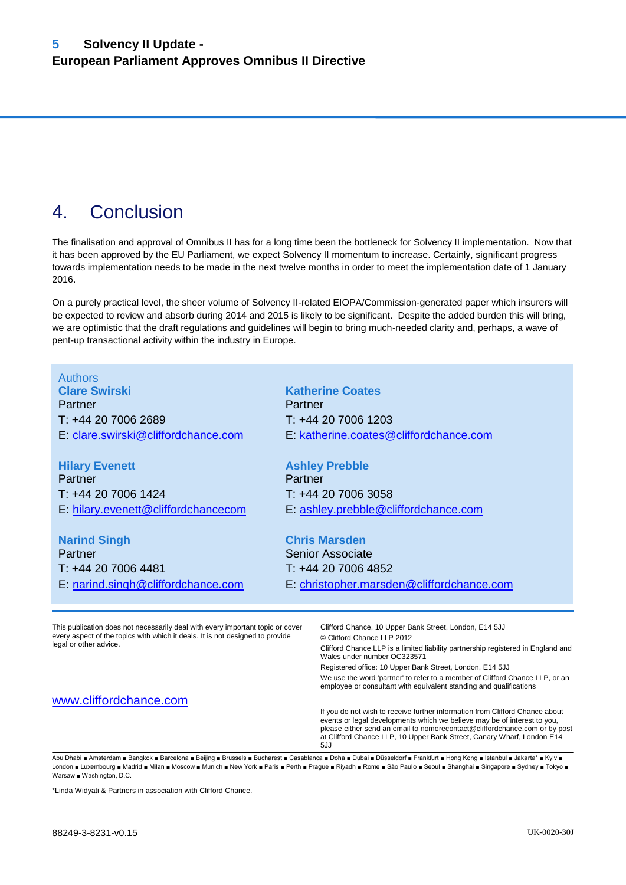## 4. Conclusion

The finalisation and approval of Omnibus II has for a long time been the bottleneck for Solvency II implementation. Now that it has been approved by the EU Parliament, we expect Solvency II momentum to increase. Certainly, significant progress towards implementation needs to be made in the next twelve months in order to meet the implementation date of 1 January 2016.

On a purely practical level, the sheer volume of Solvency II-related EIOPA/Commission-generated paper which insurers will be expected to review and absorb during 2014 and 2015 is likely to be significant. Despite the added burden this will bring, we are optimistic that the draft regulations and guidelines will begin to bring much-needed clarity and, perhaps, a wave of pent-up transactional activity within the industry in Europe.

Authors

**Clare Swirski**
Partner
T: +44 20 7006 2689
E: clare.swirski@cliffordchance.com

**Katherine Coates**
Partner
T: +44 20 7006 1203
E: katherine.coates@cliffordchance.com

**Hilary Evenett**
Partner
T: +44 20 7006 1424
E: hilary.evenett@cliffordchancecom

**Ashley Prebble**
Partner
T: +44 20 7006 3058
E: ashley.prebble@cliffordchance.com

**Narind Singh**
Partner
T: +44 20 7006 4481
E: narind.singh@cliffordchance.com

**Chris Marsden**
Senior Associate
T: +44 20 7006 4852
E: christopher.marsden@cliffordchance.com

This publication does not necessarily deal with every important topic or cover every aspect of the topics with which it deals. It is not designed to provide legal or other advice.

www.cliffordchance.com

Clifford Chance, 10 Upper Bank Street, London, E14 5JJ

© Clifford Chance LLP 2012

Clifford Chance LLP is a limited liability partnership registered in England and Wales under number OC323571

Registered office: 10 Upper Bank Street, London, E14 5JJ

We use the word 'partner' to refer to a member of Clifford Chance LLP, or an employee or consultant with equivalent standing and qualifications

If you do not wish to receive further information from Clifford Chance about events or legal developments which we believe may be of interest to you, please either send an email to nomorecontact@cliffordchance.com or by post at Clifford Chance LLP, 10 Upper Bank Street, Canary Wharf, London E14 5JJ

Abu Dhabi ■ Amsterdam ■ Bangkok ■ Barcelona ■ Beijing ■ Brussels ■ Bucharest ■ Casablanca ■ Doha ■ Dubai ■ Düsseldorf ■ Frankfurt ■ Hong Kong ■ Istanbul ■ Jakarta* ■ Kyiv ■ London ■ Luxembourg ■ Madrid ■ Milan ■ Moscow ■ Munich ■ New York ■ Paris ■ Perth ■ Prague ■ Riyadh ■ Rome ■ São Paulo ■ Seoul ■ Shanghai ■ Singapore ■ Sydney ■ Tokyo ■ Warsaw ■ Washington, D.C.

*Linda Widyati & Partners in association with Clifford Chance.

88249-3-8231-v0.15

UK-0020-30J